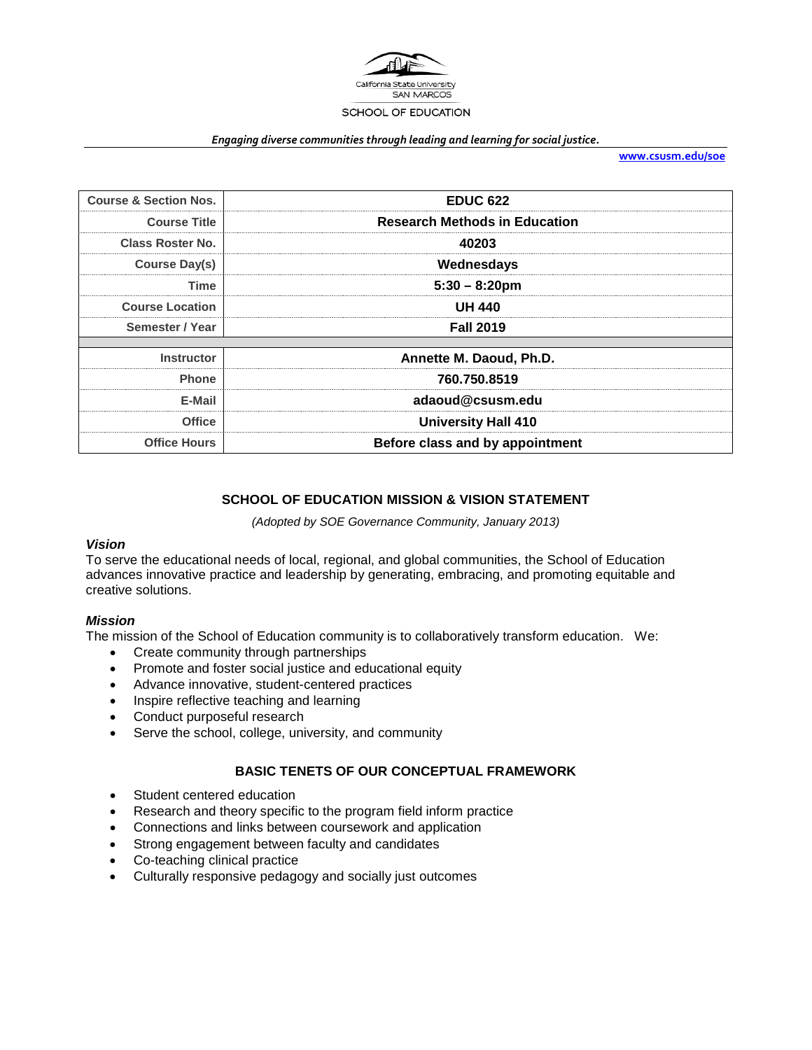California State University
SAN MARCOS
SCHOOL OF EDUCATION

*Engaging diverse communities through leading and learning for social justice.*

www.csusm.edu/soe

| Course & Section Nos. | EDUC 622 |
|---|---|
| Course Title | Research Methods in Education |
| Class Roster No. | 40203 |
| Course Day(s) | Wednesdays |
| Time | 5:30 – 8:20pm |
| Course Location | UH 440 |
| Semester / Year | Fall 2019 |
| | |
| Instructor | Annette M. Daoud, Ph.D. |
| Phone | 760.750.8519 |
| E-Mail | adaoud@csusm.edu |
| Office | University Hall 410 |
| Office Hours | Before class and by appointment |

## SCHOOL OF EDUCATION MISSION & VISION STATEMENT

*(Adopted by SOE Governance Community, January 2013)*

### *Vision*

To serve the educational needs of local, regional, and global communities, the School of Education advances innovative practice and leadership by generating, embracing, and promoting equitable and creative solutions.

### *Mission*

The mission of the School of Education community is to collaboratively transform education. We:

- Create community through partnerships
- Promote and foster social justice and educational equity
- Advance innovative, student-centered practices
- Inspire reflective teaching and learning
- Conduct purposeful research
- Serve the school, college, university, and community

## BASIC TENETS OF OUR CONCEPTUAL FRAMEWORK

- Student centered education
- Research and theory specific to the program field inform practice
- Connections and links between coursework and application
- Strong engagement between faculty and candidates
- Co-teaching clinical practice
- Culturally responsive pedagogy and socially just outcomes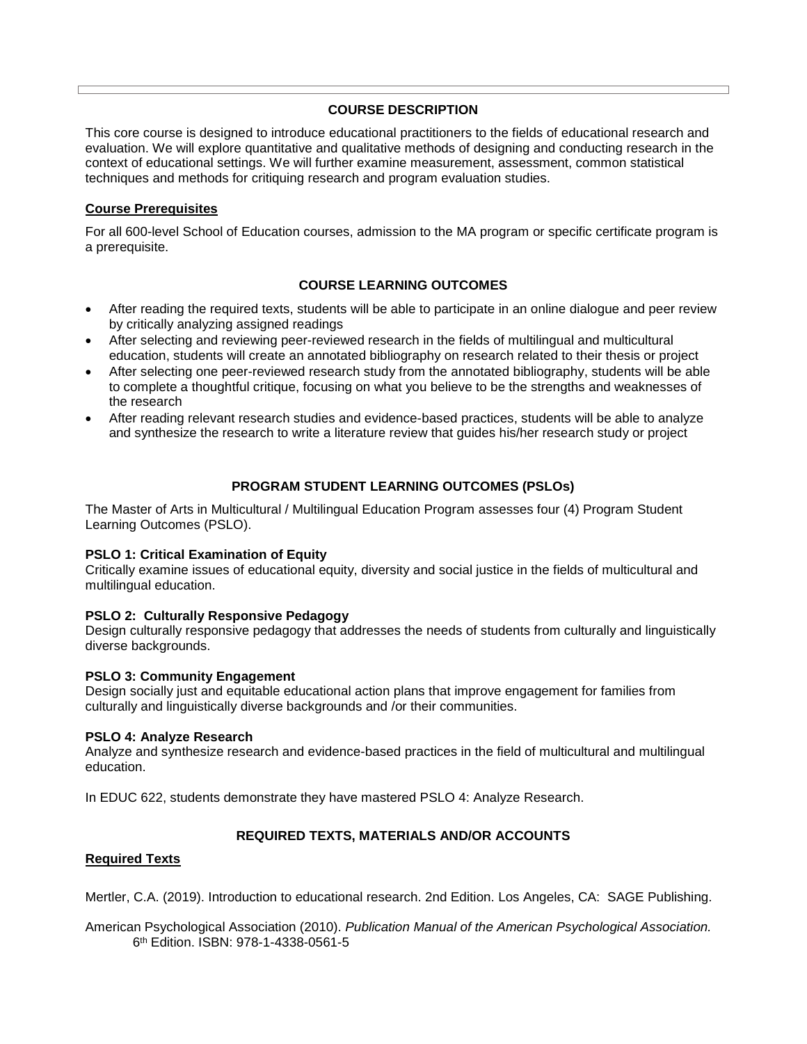## COURSE DESCRIPTION

This core course is designed to introduce educational practitioners to the fields of educational research and evaluation. We will explore quantitative and qualitative methods of designing and conducting research in the context of educational settings. We will further examine measurement, assessment, common statistical techniques and methods for critiquing research and program evaluation studies.

### Course Prerequisites

For all 600-level School of Education courses, admission to the MA program or specific certificate program is a prerequisite.

## COURSE LEARNING OUTCOMES

- After reading the required texts, students will be able to participate in an online dialogue and peer review by critically analyzing assigned readings
- After selecting and reviewing peer-reviewed research in the fields of multilingual and multicultural education, students will create an annotated bibliography on research related to their thesis or project
- After selecting one peer-reviewed research study from the annotated bibliography, students will be able to complete a thoughtful critique, focusing on what you believe to be the strengths and weaknesses of the research
- After reading relevant research studies and evidence-based practices, students will be able to analyze and synthesize the research to write a literature review that guides his/her research study or project

## PROGRAM STUDENT LEARNING OUTCOMES (PSLOs)

The Master of Arts in Multicultural / Multilingual Education Program assesses four (4) Program Student Learning Outcomes (PSLO).

**PSLO 1: Critical Examination of Equity**
Critically examine issues of educational equity, diversity and social justice in the fields of multicultural and multilingual education.

**PSLO 2: Culturally Responsive Pedagogy**
Design culturally responsive pedagogy that addresses the needs of students from culturally and linguistically diverse backgrounds.

**PSLO 3: Community Engagement**
Design socially just and equitable educational action plans that improve engagement for families from culturally and linguistically diverse backgrounds and /or their communities.

**PSLO 4: Analyze Research**
Analyze and synthesize research and evidence-based practices in the field of multicultural and multilingual education.

In EDUC 622, students demonstrate they have mastered PSLO 4: Analyze Research.

## REQUIRED TEXTS, MATERIALS AND/OR ACCOUNTS

### Required Texts

Mertler, C.A. (2019). Introduction to educational research. 2nd Edition. Los Angeles, CA: SAGE Publishing.

American Psychological Association (2010). *Publication Manual of the American Psychological Association.* 6th Edition. ISBN: 978-1-4338-0561-5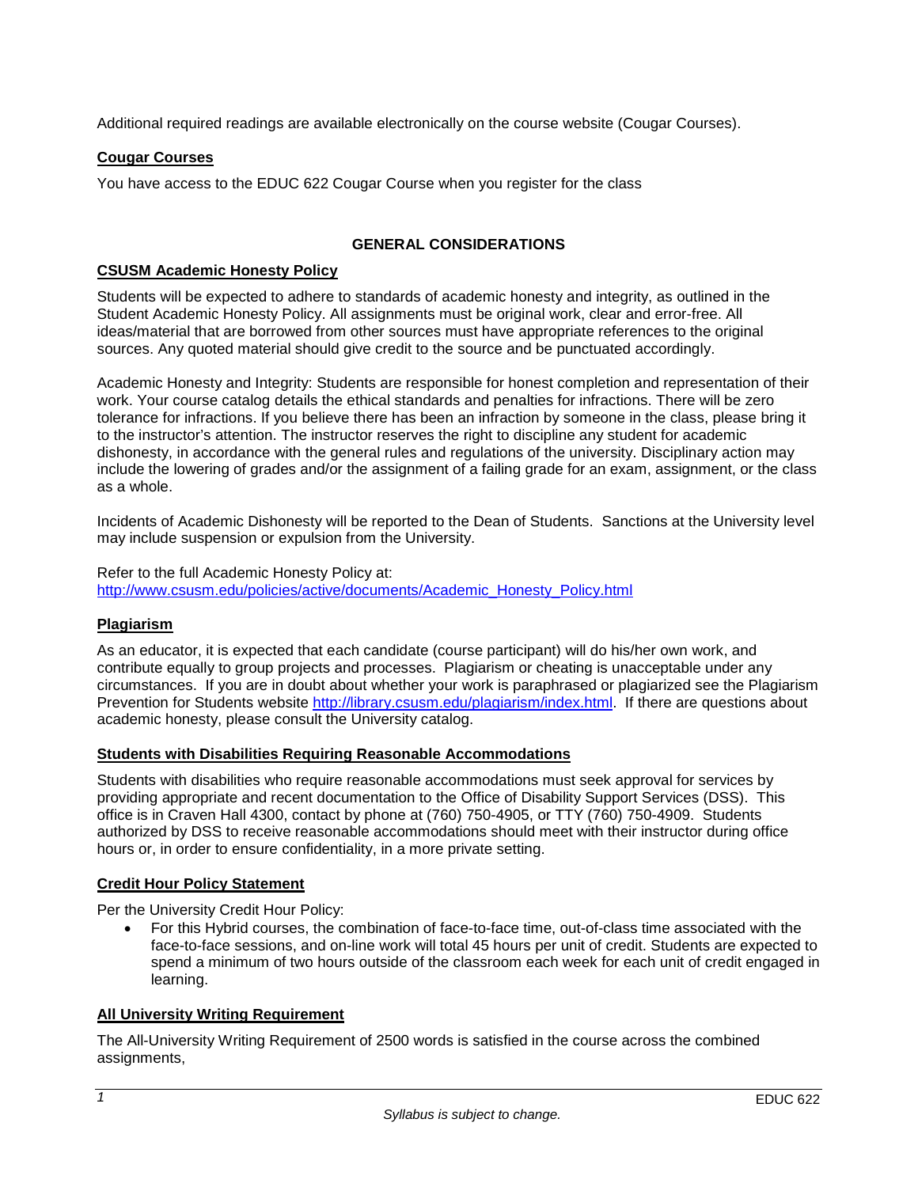Additional required readings are available electronically on the course website (Cougar Courses).

## Cougar Courses

You have access to the EDUC 622 Cougar Course when you register for the class

# GENERAL CONSIDERATIONS

## CSUSM Academic Honesty Policy

Students will be expected to adhere to standards of academic honesty and integrity, as outlined in the Student Academic Honesty Policy. All assignments must be original work, clear and error-free. All ideas/material that are borrowed from other sources must have appropriate references to the original sources. Any quoted material should give credit to the source and be punctuated accordingly.

Academic Honesty and Integrity: Students are responsible for honest completion and representation of their work. Your course catalog details the ethical standards and penalties for infractions. There will be zero tolerance for infractions. If you believe there has been an infraction by someone in the class, please bring it to the instructor's attention. The instructor reserves the right to discipline any student for academic dishonesty, in accordance with the general rules and regulations of the university. Disciplinary action may include the lowering of grades and/or the assignment of a failing grade for an exam, assignment, or the class as a whole.

Incidents of Academic Dishonesty will be reported to the Dean of Students. Sanctions at the University level may include suspension or expulsion from the University.

Refer to the full Academic Honesty Policy at: http://www.csusm.edu/policies/active/documents/Academic_Honesty_Policy.html

## Plagiarism

As an educator, it is expected that each candidate (course participant) will do his/her own work, and contribute equally to group projects and processes. Plagiarism or cheating is unacceptable under any circumstances. If you are in doubt about whether your work is paraphrased or plagiarized see the Plagiarism Prevention for Students website http://library.csusm.edu/plagiarism/index.html. If there are questions about academic honesty, please consult the University catalog.

## Students with Disabilities Requiring Reasonable Accommodations

Students with disabilities who require reasonable accommodations must seek approval for services by providing appropriate and recent documentation to the Office of Disability Support Services (DSS). This office is in Craven Hall 4300, contact by phone at (760) 750-4905, or TTY (760) 750-4909. Students authorized by DSS to receive reasonable accommodations should meet with their instructor during office hours or, in order to ensure confidentiality, in a more private setting.

## Credit Hour Policy Statement

Per the University Credit Hour Policy:

- For this Hybrid courses, the combination of face-to-face time, out-of-class time associated with the face-to-face sessions, and on-line work will total 45 hours per unit of credit. Students are expected to spend a minimum of two hours outside of the classroom each week for each unit of credit engaged in learning.

## All University Writing Requirement

The All-University Writing Requirement of 2500 words is satisfied in the course across the combined assignments,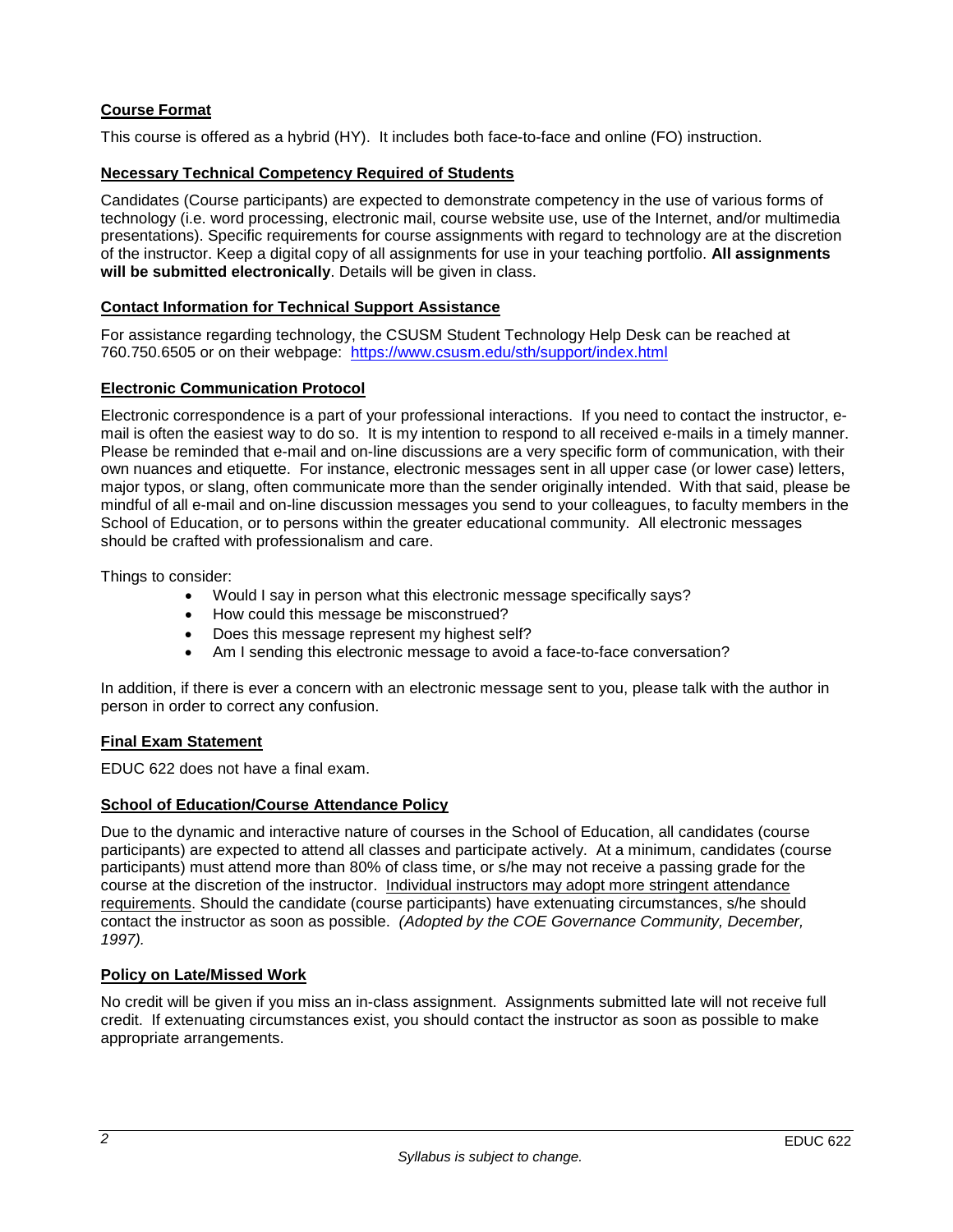## Course Format

This course is offered as a hybrid (HY). It includes both face-to-face and online (FO) instruction.

## Necessary Technical Competency Required of Students

Candidates (Course participants) are expected to demonstrate competency in the use of various forms of technology (i.e. word processing, electronic mail, course website use, use of the Internet, and/or multimedia presentations). Specific requirements for course assignments with regard to technology are at the discretion of the instructor. Keep a digital copy of all assignments for use in your teaching portfolio. **All assignments will be submitted electronically**. Details will be given in class.

## Contact Information for Technical Support Assistance

For assistance regarding technology, the CSUSM Student Technology Help Desk can be reached at 760.750.6505 or on their webpage: https://www.csusm.edu/sth/support/index.html

## Electronic Communication Protocol

Electronic correspondence is a part of your professional interactions. If you need to contact the instructor, e-mail is often the easiest way to do so. It is my intention to respond to all received e-mails in a timely manner. Please be reminded that e-mail and on-line discussions are a very specific form of communication, with their own nuances and etiquette. For instance, electronic messages sent in all upper case (or lower case) letters, major typos, or slang, often communicate more than the sender originally intended. With that said, please be mindful of all e-mail and on-line discussion messages you send to your colleagues, to faculty members in the School of Education, or to persons within the greater educational community. All electronic messages should be crafted with professionalism and care.

Things to consider:

- Would I say in person what this electronic message specifically says?
- How could this message be misconstrued?
- Does this message represent my highest self?
- Am I sending this electronic message to avoid a face-to-face conversation?

In addition, if there is ever a concern with an electronic message sent to you, please talk with the author in person in order to correct any confusion.

## Final Exam Statement

EDUC 622 does not have a final exam.

## School of Education/Course Attendance Policy

Due to the dynamic and interactive nature of courses in the School of Education, all candidates (course participants) are expected to attend all classes and participate actively. At a minimum, candidates (course participants) must attend more than 80% of class time, or s/he may not receive a passing grade for the course at the discretion of the instructor. Individual instructors may adopt more stringent attendance requirements. Should the candidate (course participants) have extenuating circumstances, s/he should contact the instructor as soon as possible. *(Adopted by the COE Governance Community, December, 1997).*

## Policy on Late/Missed Work

No credit will be given if you miss an in-class assignment. Assignments submitted late will not receive full credit. If extenuating circumstances exist, you should contact the instructor as soon as possible to make appropriate arrangements.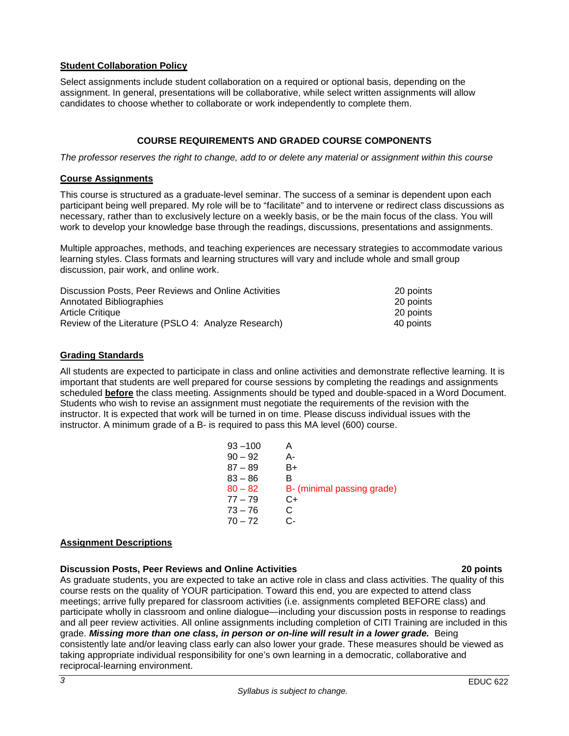### Student Collaboration Policy

Select assignments include student collaboration on a required or optional basis, depending on the assignment. In general, presentations will be collaborative, while select written assignments will allow candidates to choose whether to collaborate or work independently to complete them.

## COURSE REQUIREMENTS AND GRADED COURSE COMPONENTS

*The professor reserves the right to change, add to or delete any material or assignment within this course*

### Course Assignments

This course is structured as a graduate-level seminar. The success of a seminar is dependent upon each participant being well prepared. My role will be to "facilitate" and to intervene or redirect class discussions as necessary, rather than to exclusively lecture on a weekly basis, or be the main focus of the class. You will work to develop your knowledge base through the readings, discussions, presentations and assignments.

Multiple approaches, methods, and teaching experiences are necessary strategies to accommodate various learning styles. Class formats and learning structures will vary and include whole and small group discussion, pair work, and online work.

| Assignment | Points |
|---|---|
| Discussion Posts, Peer Reviews and Online Activities | 20 points |
| Annotated Bibliographies | 20 points |
| Article Critique | 20 points |
| Review of the Literature (PSLO 4: Analyze Research) | 40 points |

### Grading Standards

All students are expected to participate in class and online activities and demonstrate reflective learning. It is important that students are well prepared for course sessions by completing the readings and assignments scheduled **before** the class meeting. Assignments should be typed and double-spaced in a Word Document. Students who wish to revise an assignment must negotiate the requirements of the revision with the instructor. It is expected that work will be turned in on time. Please discuss individual issues with the instructor. A minimum grade of a B- is required to pass this MA level (600) course.

| Points | Grade |
|---|---|
| 93 –100 | A |
| 90 – 92 | A- |
| 87 – 89 | B+ |
| 83 – 86 | B |
| 80 – 82 | B- (minimal passing grade) |
| 77 – 79 | C+ |
| 73 – 76 | C |
| 70 – 72 | C- |

### Assignment Descriptions

**Discussion Posts, Peer Reviews and Online Activities 20 points**

As graduate students, you are expected to take an active role in class and class activities. The quality of this course rests on the quality of YOUR participation. Toward this end, you are expected to attend class meetings; arrive fully prepared for classroom activities (i.e. assignments completed BEFORE class) and participate wholly in classroom and online dialogue—including your discussion posts in response to readings and all peer review activities. All online assignments including completion of CITI Training are included in this grade. ***Missing more than one class, in person or on-line will result in a lower grade.*** Being consistently late and/or leaving class early can also lower your grade. These measures should be viewed as taking appropriate individual responsibility for one's own learning in a democratic, collaborative and reciprocal-learning environment.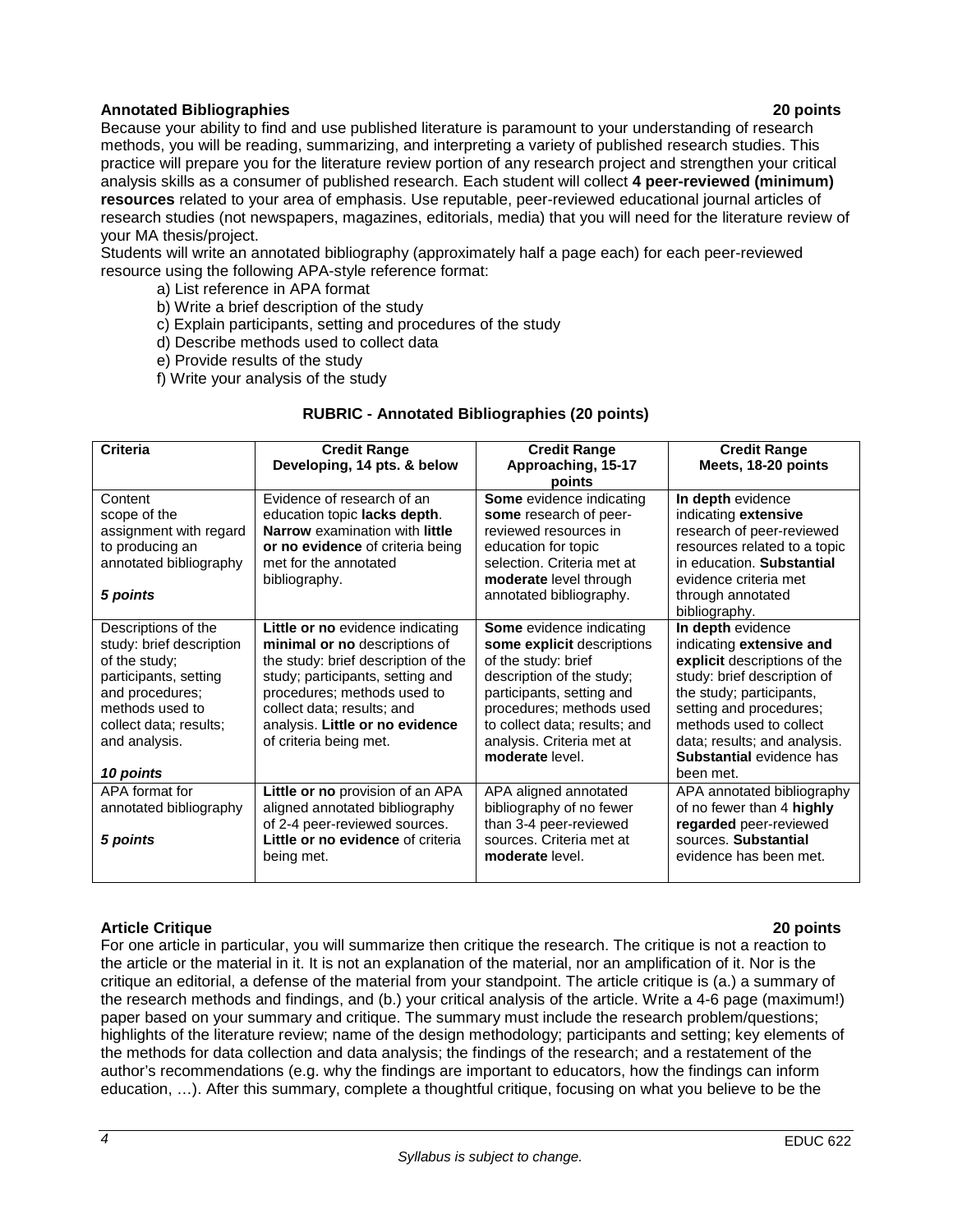### Annotated Bibliographies 20 points

Because your ability to find and use published literature is paramount to your understanding of research methods, you will be reading, summarizing, and interpreting a variety of published research studies. This practice will prepare you for the literature review portion of any research project and strengthen your critical analysis skills as a consumer of published research. Each student will collect **4 peer-reviewed (minimum) resources** related to your area of emphasis. Use reputable, peer-reviewed educational journal articles of research studies (not newspapers, magazines, editorials, media) that you will need for the literature review of your MA thesis/project.

Students will write an annotated bibliography (approximately half a page each) for each peer-reviewed resource using the following APA-style reference format:

a) List reference in APA format
b) Write a brief description of the study
c) Explain participants, setting and procedures of the study
d) Describe methods used to collect data
e) Provide results of the study
f) Write your analysis of the study

**RUBRIC - Annotated Bibliographies (20 points)**

| Criteria | Credit Range Developing, 14 pts. & below | Credit Range Approaching, 15-17 points | Credit Range Meets, 18-20 points |
|---|---|---|---|
| Content scope of the assignment with regard to producing an annotated bibliography<br><br>***5 points*** | Evidence of research of an education topic **lacks depth**. **Narrow** examination with **little or no evidence** of criteria being met for the annotated bibliography. | **Some** evidence indicating **some** research of peer-reviewed resources in education for topic selection. Criteria met at **moderate** level through annotated bibliography. | **In depth** evidence indicating **extensive** research of peer-reviewed resources related to a topic in education. **Substantial** evidence criteria met through annotated bibliography. |
| Descriptions of the study: brief description of the study; participants, setting and procedures; methods used to collect data; results; and analysis.<br><br>***10 points*** | **Little or no** evidence indicating **minimal or no** descriptions of the study: brief description of the study; participants, setting and procedures; methods used to collect data; results; and analysis. **Little or no evidence** of criteria being met. | **Some** evidence indicating **some explicit** descriptions of the study: brief description of the study; participants, setting and procedures; methods used to collect data; results; and analysis. Criteria met at **moderate** level. | **In depth** evidence indicating **extensive and explicit** descriptions of the study: brief description of the study; participants, setting and procedures; methods used to collect data; results; and analysis. **Substantial** evidence has been met. |
| APA format for annotated bibliography<br><br>***5 points*** | **Little or no** provision of an APA aligned annotated bibliography of 2-4 peer-reviewed sources. **Little or no evidence** of criteria being met. | APA aligned annotated bibliography of no fewer than 3-4 peer-reviewed sources. Criteria met at **moderate** level. | APA annotated bibliography of no fewer than 4 **highly regarded** peer-reviewed sources. **Substantial** evidence has been met. |

### Article Critique 20 points

For one article in particular, you will summarize then critique the research. The critique is not a reaction to the article or the material in it. It is not an explanation of the material, nor an amplification of it. Nor is the critique an editorial, a defense of the material from your standpoint. The article critique is (a.) a summary of the research methods and findings, and (b.) your critical analysis of the article. Write a 4-6 page (maximum!) paper based on your summary and critique. The summary must include the research problem/questions; highlights of the literature review; name of the design methodology; participants and setting; key elements of the methods for data collection and data analysis; the findings of the research; and a restatement of the author's recommendations (e.g. why the findings are important to educators, how the findings can inform education, …). After this summary, complete a thoughtful critique, focusing on what you believe to be the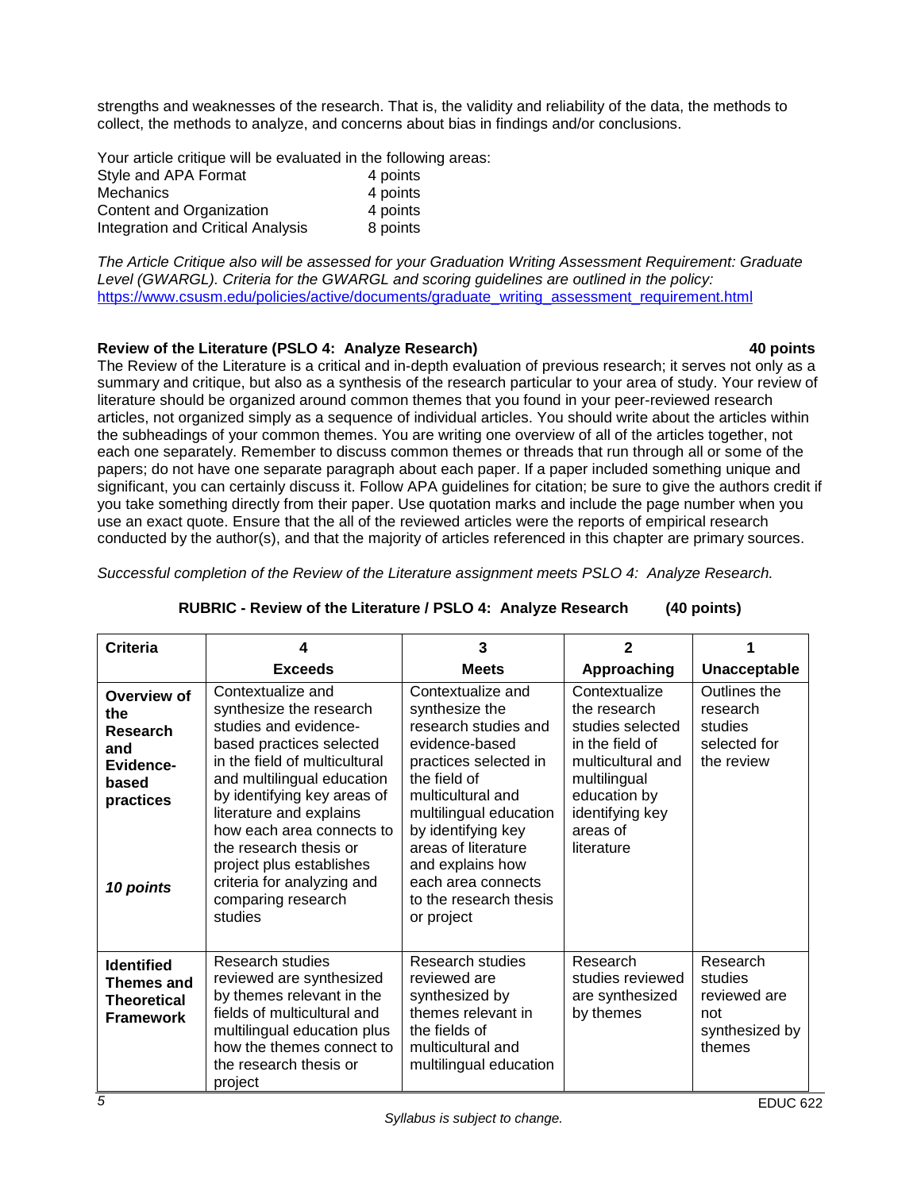strengths and weaknesses of the research. That is, the validity and reliability of the data, the methods to collect, the methods to analyze, and concerns about bias in findings and/or conclusions.

Your article critique will be evaluated in the following areas:

| | |
|---|---|
| Style and APA Format | 4 points |
| Mechanics | 4 points |
| Content and Organization | 4 points |
| Integration and Critical Analysis | 8 points |

*The Article Critique also will be assessed for your Graduation Writing Assessment Requirement: Graduate Level (GWARGL). Criteria for the GWARGL and scoring guidelines are outlined in the policy:* https://www.csusm.edu/policies/active/documents/graduate_writing_assessment_requirement.html

**Review of the Literature (PSLO 4: Analyze Research) 40 points**

The Review of the Literature is a critical and in-depth evaluation of previous research; it serves not only as a summary and critique, but also as a synthesis of the research particular to your area of study. Your review of literature should be organized around common themes that you found in your peer-reviewed research articles, not organized simply as a sequence of individual articles. You should write about the articles within the subheadings of your common themes. You are writing one overview of all of the articles together, not each one separately. Remember to discuss common themes or threads that run through all or some of the papers; do not have one separate paragraph about each paper. If a paper included something unique and significant, you can certainly discuss it. Follow APA guidelines for citation; be sure to give the authors credit if you take something directly from their paper. Use quotation marks and include the page number when you use an exact quote. Ensure that the all of the reviewed articles were the reports of empirical research conducted by the author(s), and that the majority of articles referenced in this chapter are primary sources.

*Successful completion of the Review of the Literature assignment meets PSLO 4: Analyze Research.*

**RUBRIC - Review of the Literature / PSLO 4: Analyze Research (40 points)**

| Criteria | 4 Exceeds | 3 Meets | 2 Approaching | 1 Unacceptable |
|---|---|---|---|---|
| **Overview of the Research and Evidence-based practices** *10 points* | Contextualize and synthesize the research studies and evidence-based practices selected in the field of multicultural and multilingual education by identifying key areas of literature and explains how each area connects to the research thesis or project plus establishes criteria for analyzing and comparing research studies | Contextualize and synthesize the research studies and evidence-based practices selected in the field of multicultural and multilingual education by identifying key areas of literature and explains how each area connects to the research thesis or project | Contextualize the research studies selected in the field of multicultural and multilingual education by identifying key areas of literature | Outlines the research studies selected for the review |
| **Identified Themes and Theoretical Framework** | Research studies reviewed are synthesized by themes relevant in the fields of multicultural and multilingual education plus how the themes connect to the research thesis or project | Research studies reviewed are synthesized by themes relevant in the fields of multicultural and multilingual education | Research studies reviewed are synthesized by themes | Research studies reviewed are not synthesized by themes |

Syllabus is subject to change.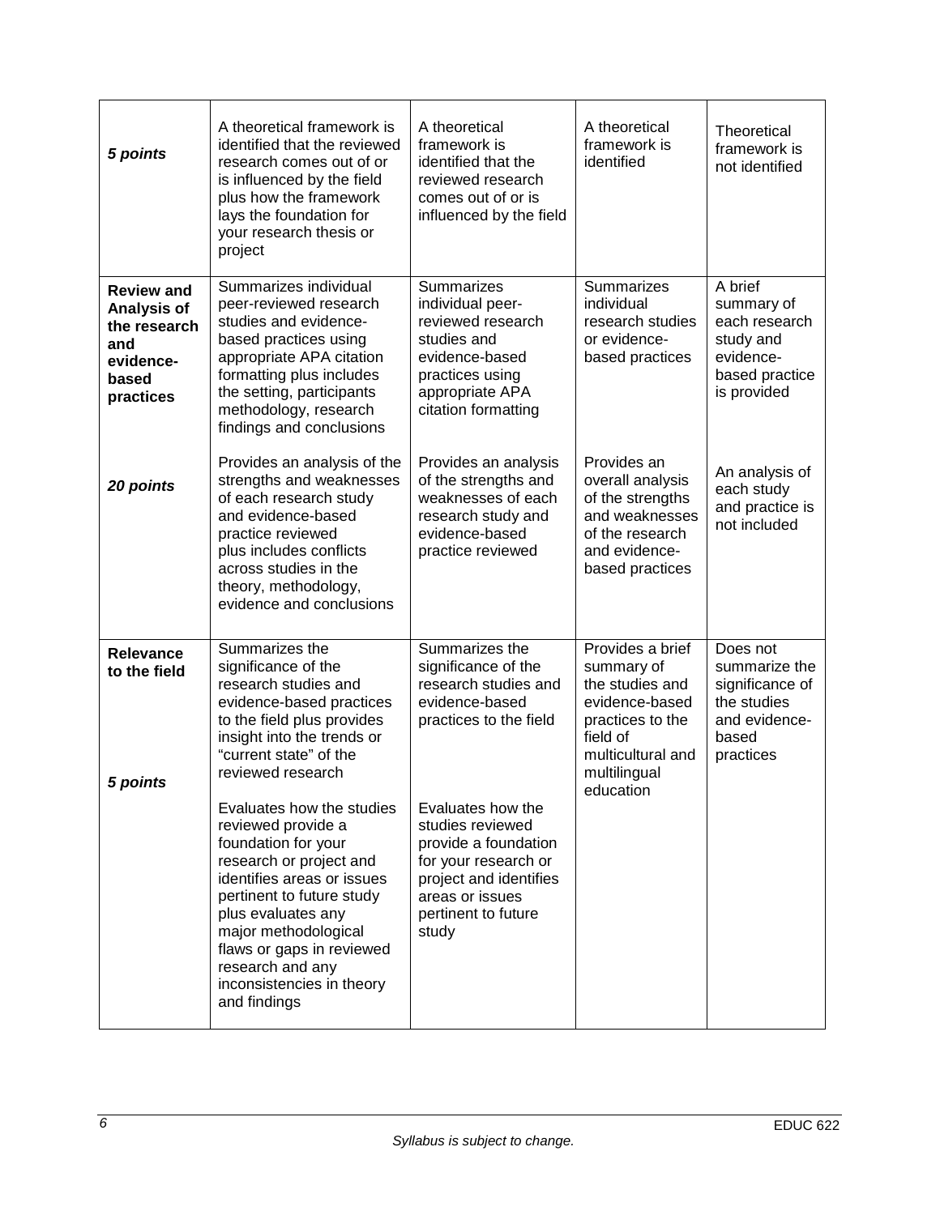| | | | | |
|---|---|---|---|---|
| ***5 points*** | A theoretical framework is identified that the reviewed research comes out of or is influenced by the field plus how the framework lays the foundation for your research thesis or project | A theoretical framework is identified that the reviewed research comes out of or is influenced by the field | A theoretical framework is identified | Theoretical framework is not identified |
| **Review and Analysis of the research and evidence-based practices**<br><br>***20 points*** | Summarizes individual peer-reviewed research studies and evidence-based practices using appropriate APA citation formatting plus includes the setting, participants methodology, research findings and conclusions<br><br>Provides an analysis of the strengths and weaknesses of each research study and evidence-based practice reviewed plus includes conflicts across studies in the theory, methodology, evidence and conclusions | Summarizes individual peer-reviewed research studies and evidence-based practices using appropriate APA citation formatting<br><br>Provides an analysis of the strengths and weaknesses of each research study and evidence-based practice reviewed | Summarizes individual research studies or evidence-based practices<br><br>Provides an overall analysis of the strengths and weaknesses of the research and evidence-based practices | A brief summary of each research study and evidence-based practice is provided<br><br>An analysis of each study and practice is not included |
| **Relevance to the field**<br><br>***5 points*** | Summarizes the significance of the research studies and evidence-based practices to the field plus provides insight into the trends or "current state" of the reviewed research<br><br>Evaluates how the studies reviewed provide a foundation for your research or project and identifies areas or issues pertinent to future study plus evaluates any major methodological flaws or gaps in reviewed research and any inconsistencies in theory and findings | Summarizes the significance of the research studies and evidence-based practices to the field<br><br>Evaluates how the studies reviewed provide a foundation for your research or project and identifies areas or issues pertinent to future study | Provides a brief summary of the studies and evidence-based practices to the field of multicultural and multilingual education | Does not summarize the significance of the studies and evidence-based practices |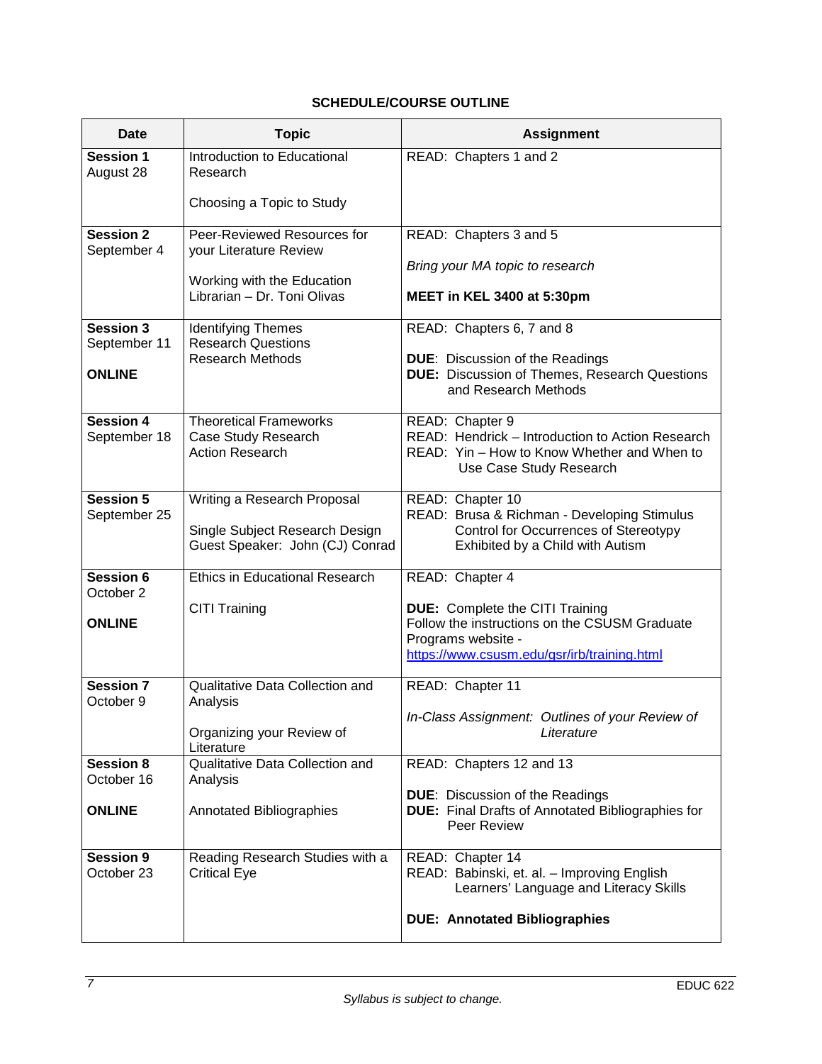## SCHEDULE/COURSE OUTLINE

| Date | Topic | Assignment |
|---|---|---|
| **Session 1** August 28 | Introduction to Educational Research<br><br>Choosing a Topic to Study | READ: Chapters 1 and 2 |
| **Session 2** September 4 | Peer-Reviewed Resources for your Literature Review<br><br>Working with the Education Librarian – Dr. Toni Olivas | READ: Chapters 3 and 5<br><br>*Bring your MA topic to research*<br><br>**MEET in KEL 3400 at 5:30pm** |
| **Session 3** September 11<br><br>**ONLINE** | Identifying Themes<br>Research Questions<br>Research Methods | READ: Chapters 6, 7 and 8<br><br>**DUE**: Discussion of the Readings<br>**DUE:** Discussion of Themes, Research Questions and Research Methods |
| **Session 4** September 18 | Theoretical Frameworks<br>Case Study Research<br>Action Research | READ: Chapter 9<br>READ: Hendrick – Introduction to Action Research<br>READ: Yin – How to Know Whether and When to Use Case Study Research |
| **Session 5** September 25 | Writing a Research Proposal<br><br>Single Subject Research Design<br>Guest Speaker: John (CJ) Conrad | READ: Chapter 10<br>READ: Brusa & Richman - Developing Stimulus Control for Occurrences of Stereotypy Exhibited by a Child with Autism |
| **Session 6** October 2<br><br>**ONLINE** | Ethics in Educational Research<br><br>CITI Training | READ: Chapter 4<br><br>**DUE:** Complete the CITI Training<br>Follow the instructions on the CSUSM Graduate Programs website - https://www.csusm.edu/gsr/irb/training.html |
| **Session 7** October 9 | Qualitative Data Collection and Analysis<br><br>Organizing your Review of Literature | READ: Chapter 11<br><br>*In-Class Assignment: Outlines of your Review of Literature* |
| **Session 8** October 16<br><br>**ONLINE** | Qualitative Data Collection and Analysis<br><br>Annotated Bibliographies | READ: Chapters 12 and 13<br><br>**DUE**: Discussion of the Readings<br>**DUE:** Final Drafts of Annotated Bibliographies for Peer Review |
| **Session 9** October 23 | Reading Research Studies with a Critical Eye | READ: Chapter 14<br>READ: Babinski, et. al. – Improving English Learners' Language and Literacy Skills<br><br>**DUE: Annotated Bibliographies** |

*Syllabus is subject to change.*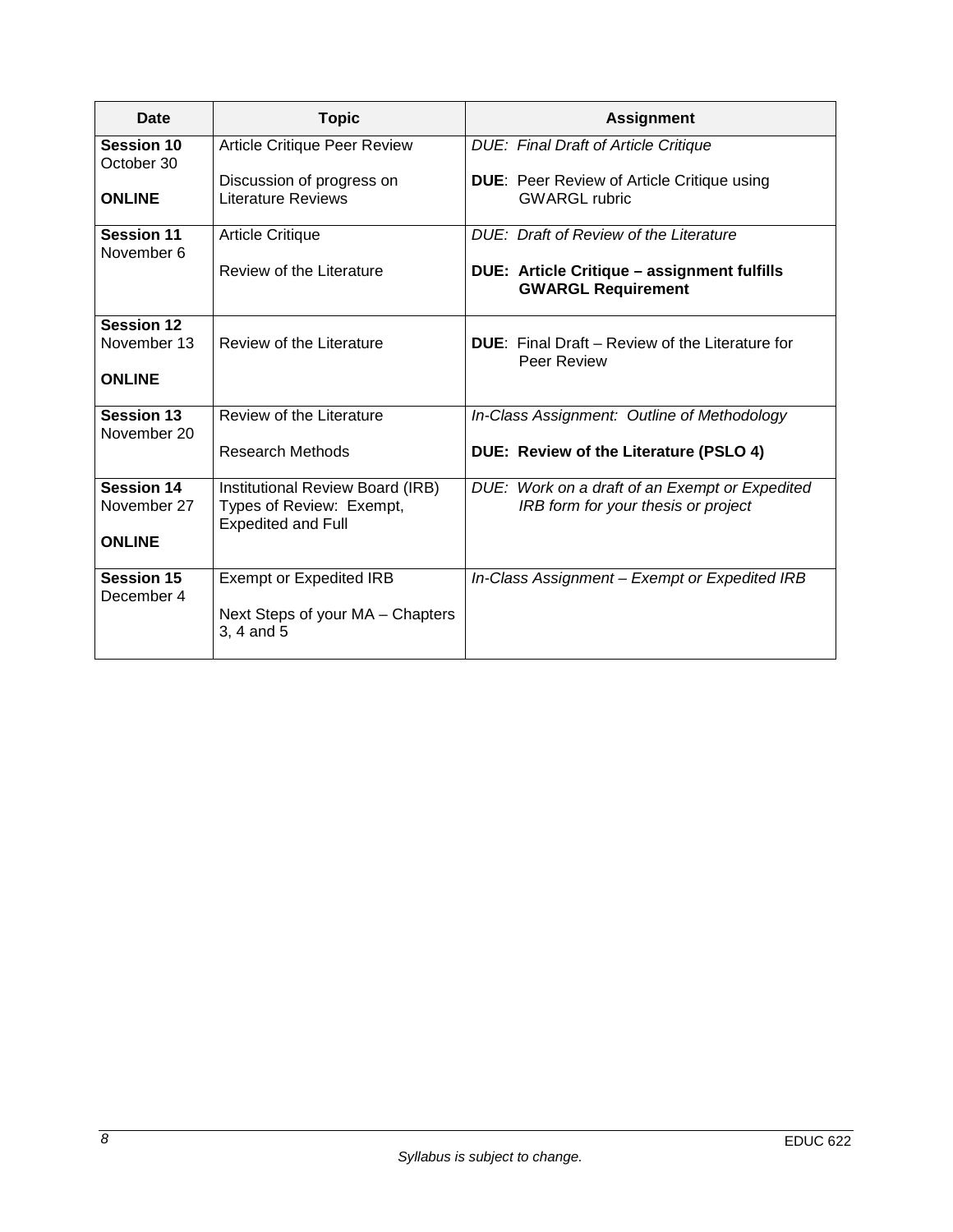| Date | Topic | Assignment |
|---|---|---|
| **Session 10** October 30 **ONLINE** | Article Critique Peer Review Discussion of progress on Literature Reviews | *DUE: Final Draft of Article Critique* **DUE**: Peer Review of Article Critique using GWARGL rubric |
| **Session 11** November 6 | Article Critique Review of the Literature | *DUE: Draft of Review of the Literature* **DUE: Article Critique – assignment fulfills GWARGL Requirement** |
| **Session 12** November 13 **ONLINE** | Review of the Literature | **DUE**: Final Draft – Review of the Literature for Peer Review |
| **Session 13** November 20 | Review of the Literature Research Methods | *In-Class Assignment: Outline of Methodology* **DUE: Review of the Literature (PSLO 4)** |
| **Session 14** November 27 **ONLINE** | Institutional Review Board (IRB) Types of Review: Exempt, Expedited and Full | *DUE: Work on a draft of an Exempt or Expedited IRB form for your thesis or project* |
| **Session 15** December 4 | Exempt or Expedited IRB Next Steps of your MA – Chapters 3, 4 and 5 | *In-Class Assignment – Exempt or Expedited IRB* |

*Syllabus is subject to change.*